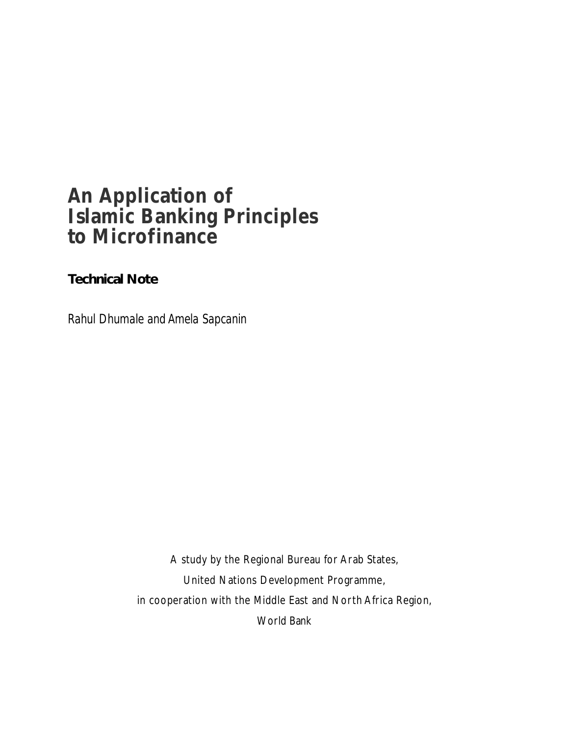# An Application of Islamic Banking Principles to Microfinance

**Technical Note**

Rahul Dhumale and Amela Sapcanin

A study by the Regional Bureau for Arab States,
United Nations Development Programme,
in cooperation with the Middle East and North Africa Region,
World Bank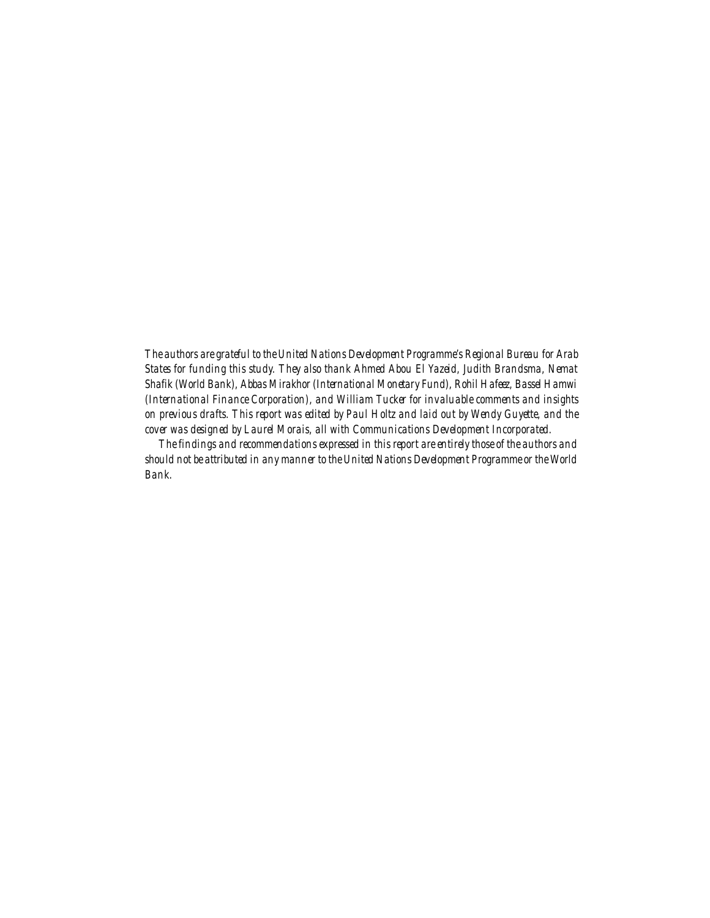*The authors are grateful to the United Nations Development Programme's Regional Bureau for Arab States for funding this study. They also thank Ahmed Abou El Yazeid, Judith Brandsma, Nemat Shafik (World Bank), Abbas Mirakhor (International Monetary Fund), Rohil Hafeez, Bassel Hamwi (International Finance Corporation), and William Tucker for invaluable comments and insights on previous drafts. This report was edited by Paul Holtz and laid out by Wendy Guyette, and the cover was designed by Laurel Morais, all with Communications Development Incorporated.*

*The findings and recommendations expressed in this report are entirely those of the authors and should not be attributed in any manner to the United Nations Development Programme or the World Bank.*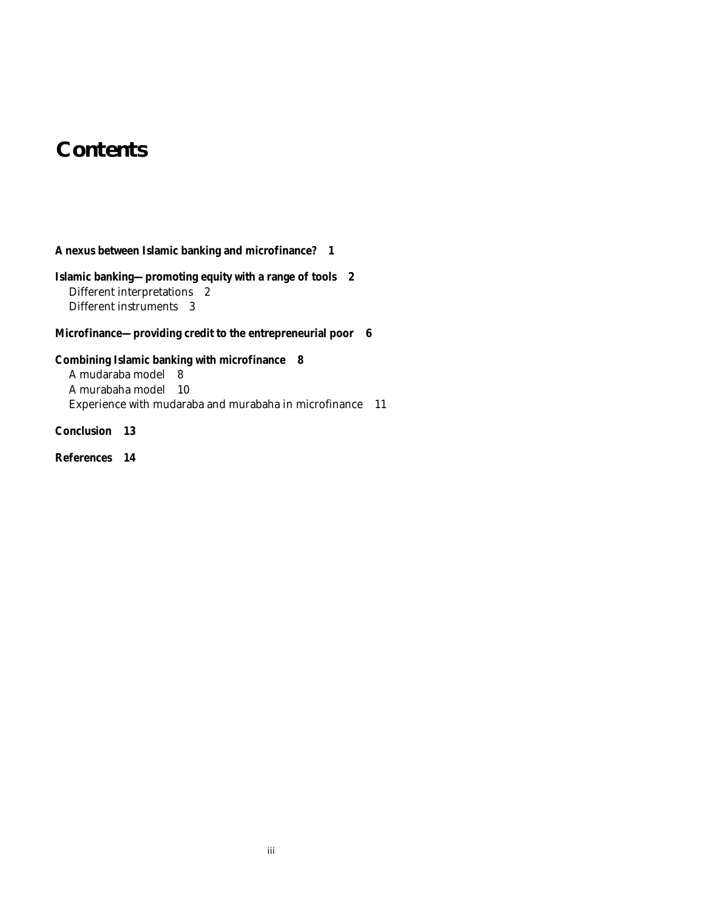# Contents

**A nexus between Islamic banking and microfinance? 1**

**Islamic banking—promoting equity with a range of tools 2**
- Different interpretations 2
- Different instruments 3

**Microfinance—providing credit to the entrepreneurial poor 6**

**Combining Islamic banking with microfinance 8**
- A mudaraba model 8
- A murabaha model 10
- Experience with mudaraba and murabaha in microfinance 11

**Conclusion 13**

**References 14**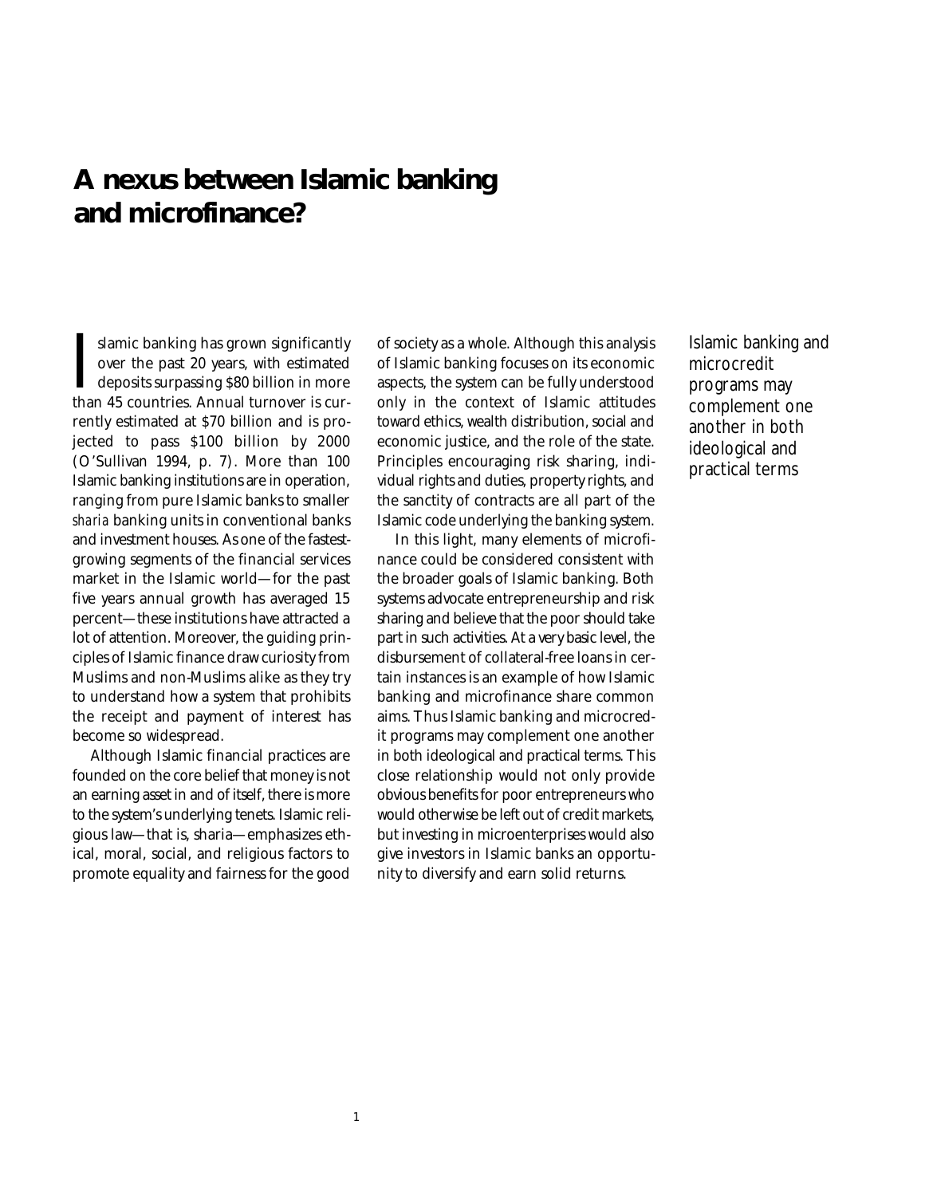# A nexus between Islamic banking and microfinance?

Islamic banking has grown significantly over the past 20 years, with estimated deposits surpassing $80 billion in more than 45 countries. Annual turnover is currently estimated at $70 billion and is projected to pass $100 billion by 2000 (O'Sullivan 1994, p. 7). More than 100 Islamic banking institutions are in operation, ranging from pure Islamic banks to smaller *sharia* banking units in conventional banks and investment houses. As one of the fastest-growing segments of the financial services market in the Islamic world—for the past five years annual growth has averaged 15 percent—these institutions have attracted a lot of attention. Moreover, the guiding principles of Islamic finance draw curiosity from Muslims and non-Muslims alike as they try to understand how a system that prohibits the receipt and payment of interest has become so widespread.

Although Islamic financial practices are founded on the core belief that money is not an earning asset in and of itself, there is more to the system's underlying tenets. Islamic religious law—that is, sharia—emphasizes ethical, moral, social, and religious factors to promote equality and fairness for the good of society as a whole. Although this analysis of Islamic banking focuses on its economic aspects, the system can be fully understood only in the context of Islamic attitudes toward ethics, wealth distribution, social and economic justice, and the role of the state. Principles encouraging risk sharing, individual rights and duties, property rights, and the sanctity of contracts are all part of the Islamic code underlying the banking system.

In this light, many elements of microfinance could be considered consistent with the broader goals of Islamic banking. Both systems advocate entrepreneurship and risk sharing and believe that the poor should take part in such activities. At a very basic level, the disbursement of collateral-free loans in certain instances is an example of how Islamic banking and microfinance share common aims. Thus Islamic banking and microcredit programs may complement one another in both ideological and practical terms. This close relationship would not only provide obvious benefits for poor entrepreneurs who would otherwise be left out of credit markets, but investing in microenterprises would also give investors in Islamic banks an opportunity to diversify and earn solid returns.

*Islamic banking and microcredit programs may complement one another in both ideological and practical terms*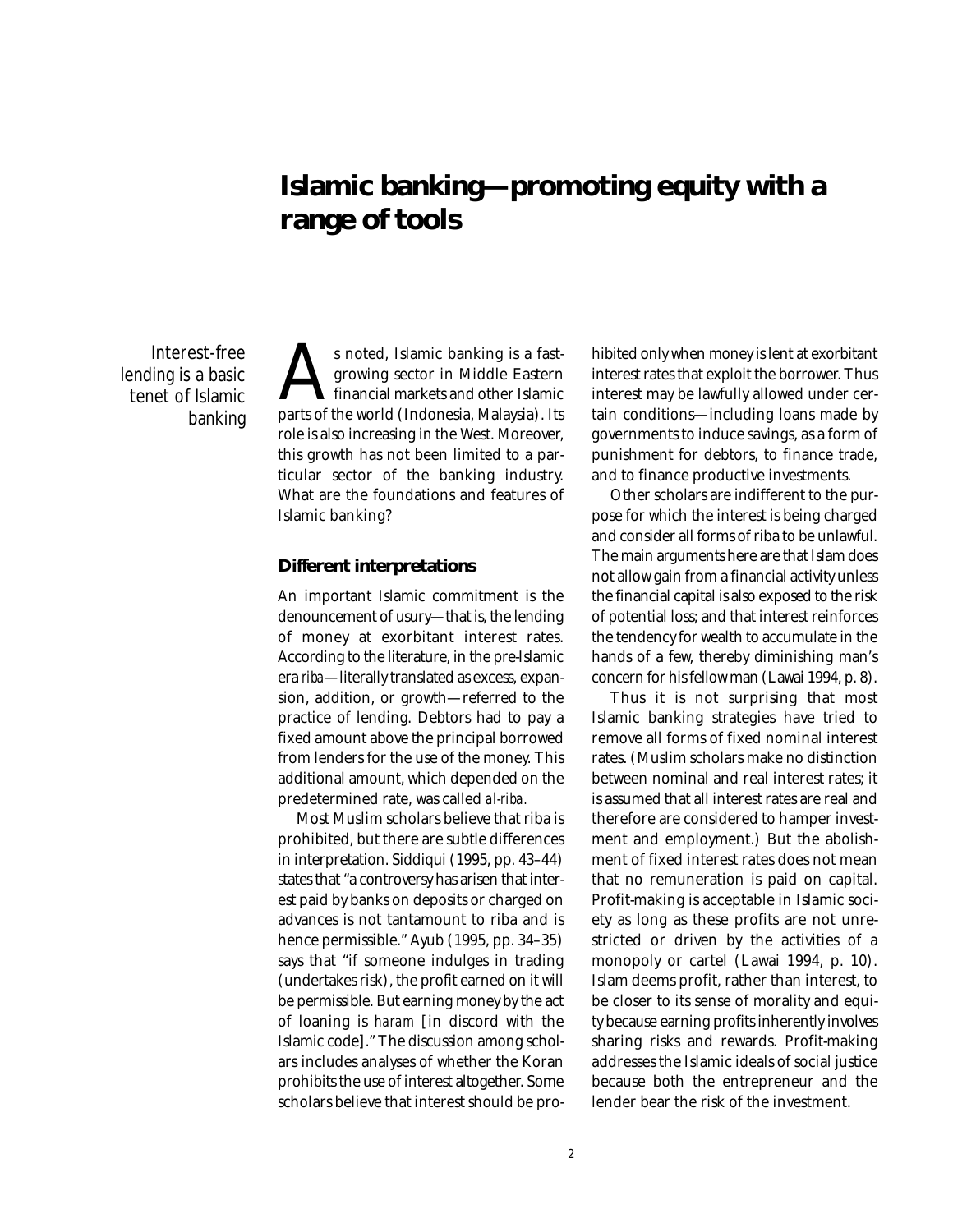# Islamic banking—promoting equity with a range of tools

*Interest-free lending is a basic tenet of Islamic banking*

As noted, Islamic banking is a fast-growing sector in Middle Eastern financial markets and other Islamic parts of the world (Indonesia, Malaysia). Its role is also increasing in the West. Moreover, this growth has not been limited to a particular sector of the banking industry. What are the foundations and features of Islamic banking?

## Different interpretations

An important Islamic commitment is the denouncement of usury—that is, the lending of money at exorbitant interest rates. According to the literature, in the pre-Islamic era *riba*—literally translated as excess, expansion, addition, or growth—referred to the practice of lending. Debtors had to pay a fixed amount above the principal borrowed from lenders for the use of the money. This additional amount, which depended on the predetermined rate, was called *al-riba*.

Most Muslim scholars believe that riba is prohibited, but there are subtle differences in interpretation. Siddiqui (1995, pp. 43–44) states that "a controversy has arisen that interest paid by banks on deposits or charged on advances is not tantamount to riba and is hence permissible." Ayub (1995, pp. 34–35) says that "if someone indulges in trading (undertakes risk), the profit earned on it will be permissible. But earning money by the act of loaning is *haram* [in discord with the Islamic code]." The discussion among scholars includes analyses of whether the Koran prohibits the use of interest altogether. Some scholars believe that interest should be prohibited only when money is lent at exorbitant interest rates that exploit the borrower. Thus interest may be lawfully allowed under certain conditions—including loans made by governments to induce savings, as a form of punishment for debtors, to finance trade, and to finance productive investments.

Other scholars are indifferent to the purpose for which the interest is being charged and consider all forms of riba to be unlawful. The main arguments here are that Islam does not allow gain from a financial activity unless the financial capital is also exposed to the risk of potential loss; and that interest reinforces the tendency for wealth to accumulate in the hands of a few, thereby diminishing man's concern for his fellow man (Lawai 1994, p. 8).

Thus it is not surprising that most Islamic banking strategies have tried to remove all forms of fixed nominal interest rates. (Muslim scholars make no distinction between nominal and real interest rates; it is assumed that all interest rates are real and therefore are considered to hamper investment and employment.) But the abolishment of fixed interest rates does not mean that no remuneration is paid on capital. Profit-making is acceptable in Islamic society as long as these profits are not unrestricted or driven by the activities of a monopoly or cartel (Lawai 1994, p. 10). Islam deems profit, rather than interest, to be closer to its sense of morality and equity because earning profits inherently involves sharing risks and rewards. Profit-making addresses the Islamic ideals of social justice because both the entrepreneur and the lender bear the risk of the investment.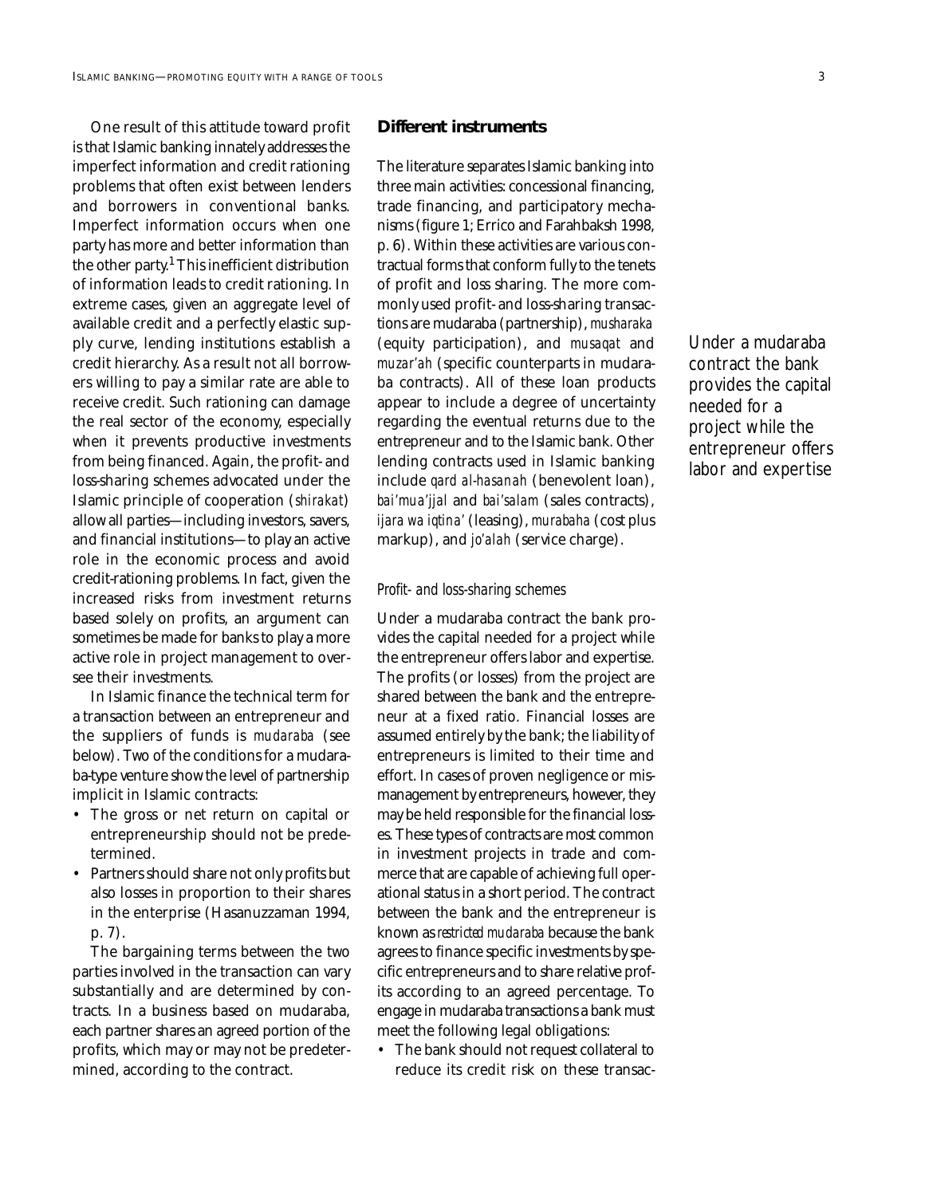One result of this attitude toward profit is that Islamic banking innately addresses the imperfect information and credit rationing problems that often exist between lenders and borrowers in conventional banks. Imperfect information occurs when one party has more and better information than the other party.[1] This inefficient distribution of information leads to credit rationing. In extreme cases, given an aggregate level of available credit and a perfectly elastic supply curve, lending institutions establish a credit hierarchy. As a result not all borrowers willing to pay a similar rate are able to receive credit. Such rationing can damage the real sector of the economy, especially when it prevents productive investments from being financed. Again, the profit- and loss-sharing schemes advocated under the Islamic principle of cooperation (*shirakat*) allow all parties—including investors, savers, and financial institutions—to play an active role in the economic process and avoid credit-rationing problems. In fact, given the increased risks from investment returns based solely on profits, an argument can sometimes be made for banks to play a more active role in project management to oversee their investments.

In Islamic finance the technical term for a transaction between an entrepreneur and the suppliers of funds is *mudaraba* (see below). Two of the conditions for a mudaraba-type venture show the level of partnership implicit in Islamic contracts:

- The gross or net return on capital or entrepreneurship should not be predetermined.
- Partners should share not only profits but also losses in proportion to their shares in the enterprise (Hasanuzzaman 1994, p. 7).

The bargaining terms between the two parties involved in the transaction can vary substantially and are determined by contracts. In a business based on mudaraba, each partner shares an agreed portion of the profits, which may or may not be predetermined, according to the contract.

## Different instruments

The literature separates Islamic banking into three main activities: concessional financing, trade financing, and participatory mechanisms (figure 1; Errico and Farahbaksh 1998, p. 6). Within these activities are various contractual forms that conform fully to the tenets of profit and loss sharing. The more commonly used profit- and loss-sharing transactions are mudaraba (partnership), *musharaka* (equity participation), and *musaqat* and *muzar'ah* (specific counterparts in mudaraba contracts). All of these loan products appear to include a degree of uncertainty regarding the eventual returns due to the entrepreneur and to the Islamic bank. Other lending contracts used in Islamic banking include *qard al-hasanah* (benevolent loan), *bai'mua'jjal* and *bai'salam* (sales contracts), *ijara wa iqtina'* (leasing), *murabaha* (cost plus markup), and *jo'alah* (service charge).

### *Profit- and loss-sharing schemes*

Under a mudaraba contract the bank provides the capital needed for a project while the entrepreneur offers labor and expertise. The profits (or losses) from the project are shared between the bank and the entrepreneur at a fixed ratio. Financial losses are assumed entirely by the bank; the liability of entrepreneurs is limited to their time and effort. In cases of proven negligence or mismanagement by entrepreneurs, however, they may be held responsible for the financial losses. These types of contracts are most common in investment projects in trade and commerce that are capable of achieving full operational status in a short period. The contract between the bank and the entrepreneur is known as *restricted mudaraba* because the bank agrees to finance specific investments by specific entrepreneurs and to share relative profits according to an agreed percentage. To engage in mudaraba transactions a bank must meet the following legal obligations:

- The bank should not request collateral to reduce its credit risk on these transac-

*Under a mudaraba contract the bank provides the capital needed for a project while the entrepreneur offers labor and expertise*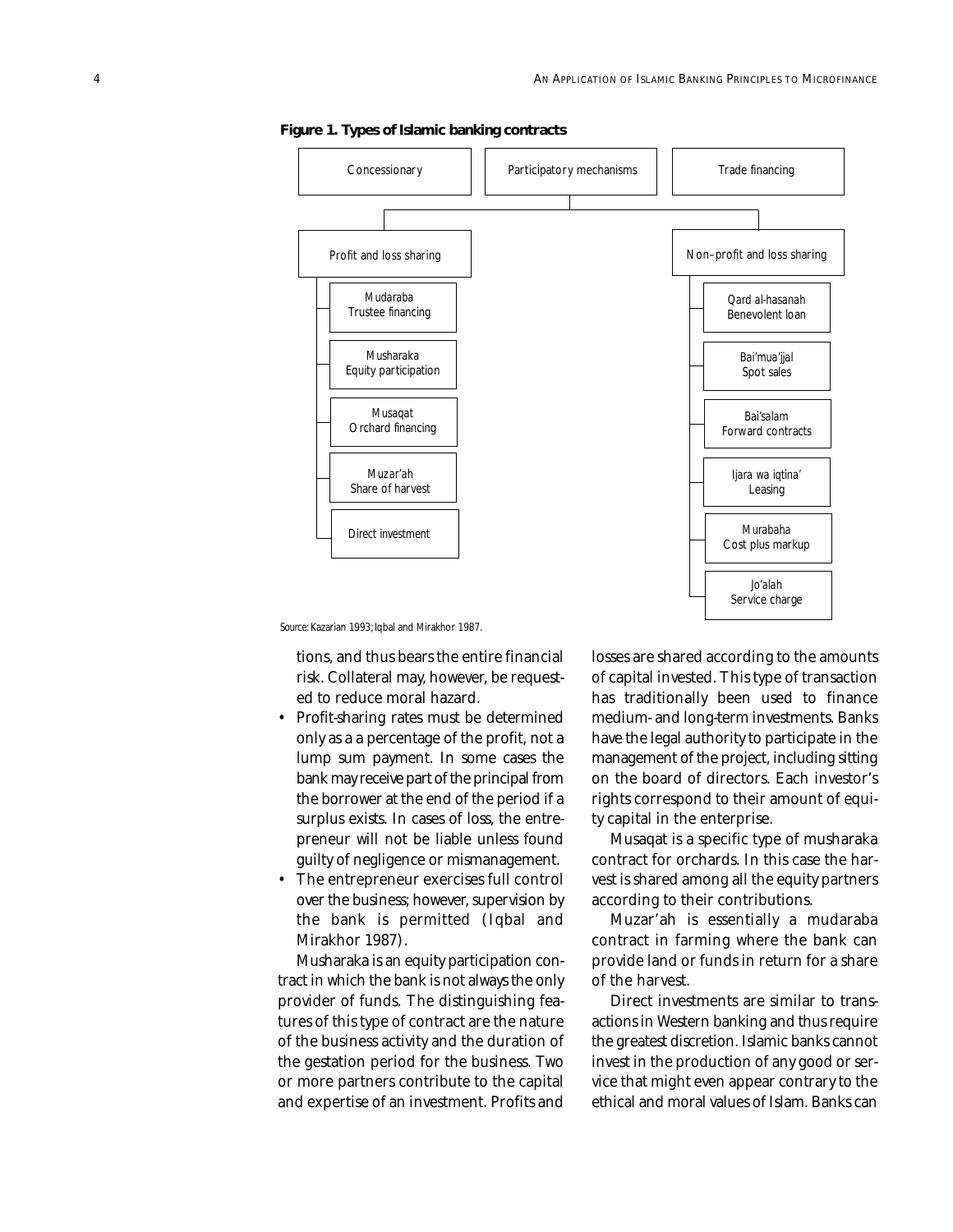**Figure 1. Types of Islamic banking contracts**

- Concessionary
- Participatory mechanisms
- Trade financing

Profit and loss sharing:
- Mudaraba — Trustee financing
- Musharaka — Equity participation
- Musaqat — Orchard financing
- Muzar'ah — Share of harvest
- Direct investment

Non–profit and loss sharing:
- Qard al-hasanah — Benevolent loan
- Bai'mua'jjal — Spot sales
- Bai'salam — Forward contracts
- Ijara wa iqtina' — Leasing
- Murabaha — Cost plus markup
- Jo'alah — Service charge

Source: Kazarian 1993; Iqbal and Mirakhor 1987.

tions, and thus bears the entire financial risk. Collateral may, however, be requested to reduce moral hazard.

- Profit-sharing rates must be determined only as a a percentage of the profit, not a lump sum payment. In some cases the bank may receive part of the principal from the borrower at the end of the period if a surplus exists. In cases of loss, the entrepreneur will not be liable unless found guilty of negligence or mismanagement.
- The entrepreneur exercises full control over the business; however, supervision by the bank is permitted (Iqbal and Mirakhor 1987).

Musharaka is an equity participation contract in which the bank is not always the only provider of funds. The distinguishing features of this type of contract are the nature of the business activity and the duration of the gestation period for the business. Two or more partners contribute to the capital and expertise of an investment. Profits and losses are shared according to the amounts of capital invested. This type of transaction has traditionally been used to finance medium- and long-term investments. Banks have the legal authority to participate in the management of the project, including sitting on the board of directors. Each investor's rights correspond to their amount of equity capital in the enterprise.

Musaqat is a specific type of musharaka contract for orchards. In this case the harvest is shared among all the equity partners according to their contributions.

Muzar'ah is essentially a mudaraba contract in farming where the bank can provide land or funds in return for a share of the harvest.

Direct investments are similar to transactions in Western banking and thus require the greatest discretion. Islamic banks cannot invest in the production of any good or service that might even appear contrary to the ethical and moral values of Islam. Banks can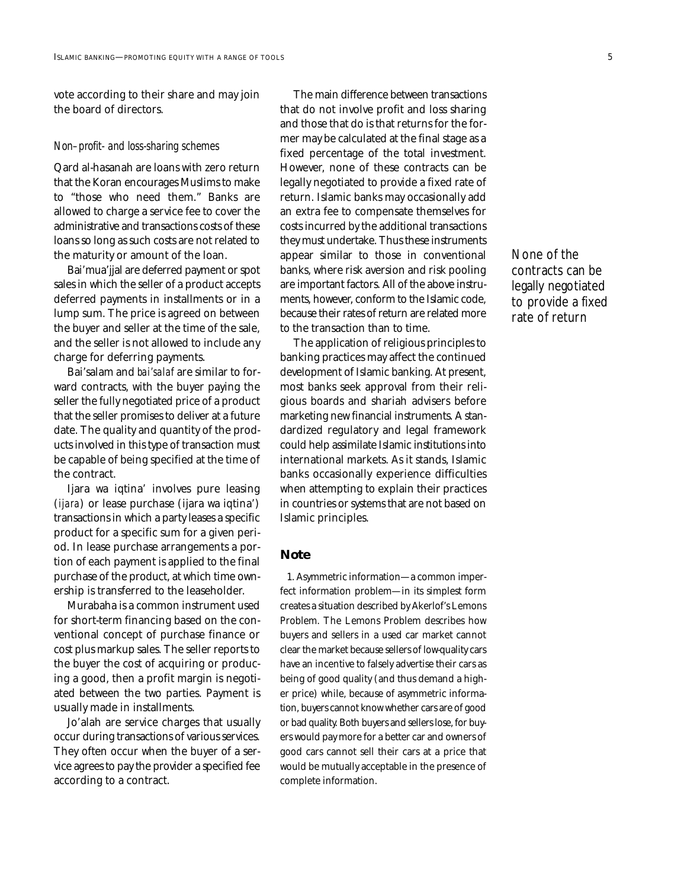vote according to their share and may join the board of directors.

### *Non–profit- and loss-sharing schemes*

Qard al-hasanah are loans with zero return that the Koran encourages Muslims to make to "those who need them." Banks are allowed to charge a service fee to cover the administrative and transactions costs of these loans so long as such costs are not related to the maturity or amount of the loan.

Bai'mua'jjal are deferred payment or spot sales in which the seller of a product accepts deferred payments in installments or in a lump sum. The price is agreed on between the buyer and seller at the time of the sale, and the seller is not allowed to include any charge for deferring payments.

Bai'salam and *bai'salaf* are similar to forward contracts, with the buyer paying the seller the fully negotiated price of a product that the seller promises to deliver at a future date. The quality and quantity of the products involved in this type of transaction must be capable of being specified at the time of the contract.

Ijara wa iqtina' involves pure leasing (*ijara*) or lease purchase (ijara wa iqtina') transactions in which a party leases a specific product for a specific sum for a given period. In lease purchase arrangements a portion of each payment is applied to the final purchase of the product, at which time ownership is transferred to the leaseholder.

Murabaha is a common instrument used for short-term financing based on the conventional concept of purchase finance or cost plus markup sales. The seller reports to the buyer the cost of acquiring or producing a good, then a profit margin is negotiated between the two parties. Payment is usually made in installments.

Jo'alah are service charges that usually occur during transactions of various services. They often occur when the buyer of a service agrees to pay the provider a specified fee according to a contract.

The main difference between transactions that do not involve profit and loss sharing and those that do is that returns for the former may be calculated at the final stage as a fixed percentage of the total investment. However, none of these contracts can be legally negotiated to provide a fixed rate of return. Islamic banks may occasionally add an extra fee to compensate themselves for costs incurred by the additional transactions they must undertake. Thus these instruments appear similar to those in conventional banks, where risk aversion and risk pooling are important factors. All of the above instruments, however, conform to the Islamic code, because their rates of return are related more to the transaction than to time.

*None of the contracts can be legally negotiated to provide a fixed rate of return*

The application of religious principles to banking practices may affect the continued development of Islamic banking. At present, most banks seek approval from their religious boards and shariah advisers before marketing new financial instruments. A standardized regulatory and legal framework could help assimilate Islamic institutions into international markets. As it stands, Islamic banks occasionally experience difficulties when attempting to explain their practices in countries or systems that are not based on Islamic principles.

## Note

1. Asymmetric information—a common imperfect information problem—in its simplest form creates a situation described by Akerlof's Lemons Problem. The Lemons Problem describes how buyers and sellers in a used car market cannot clear the market because sellers of low-quality cars have an incentive to falsely advertise their cars as being of good quality (and thus demand a higher price) while, because of asymmetric information, buyers cannot know whether cars are of good or bad quality. Both buyers and sellers lose, for buyers would pay more for a better car and owners of good cars cannot sell their cars at a price that would be mutually acceptable in the presence of complete information.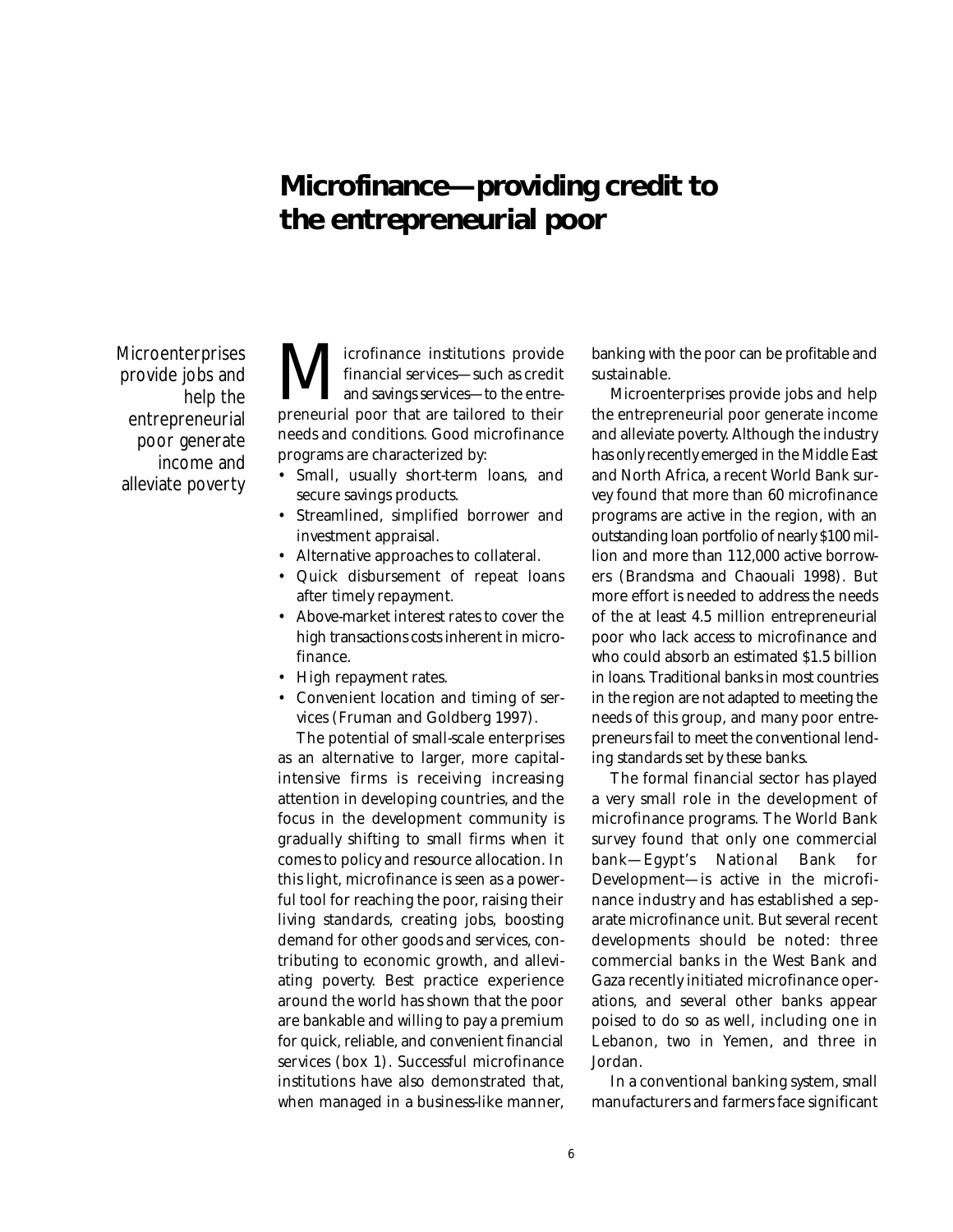# Microfinance—providing credit to the entrepreneurial poor

*Microenterprises provide jobs and help the entrepreneurial poor generate income and alleviate poverty*

Microfinance institutions provide financial services—such as credit and savings services—to the entrepreneurial poor that are tailored to their needs and conditions. Good microfinance programs are characterized by:

- Small, usually short-term loans, and secure savings products.
- Streamlined, simplified borrower and investment appraisal.
- Alternative approaches to collateral.
- Quick disbursement of repeat loans after timely repayment.
- Above-market interest rates to cover the high transactions costs inherent in microfinance.
- High repayment rates.
- Convenient location and timing of services (Fruman and Goldberg 1997).

The potential of small-scale enterprises as an alternative to larger, more capital-intensive firms is receiving increasing attention in developing countries, and the focus in the development community is gradually shifting to small firms when it comes to policy and resource allocation. In this light, microfinance is seen as a powerful tool for reaching the poor, raising their living standards, creating jobs, boosting demand for other goods and services, contributing to economic growth, and alleviating poverty. Best practice experience around the world has shown that the poor are bankable and willing to pay a premium for quick, reliable, and convenient financial services (box 1). Successful microfinance institutions have also demonstrated that, when managed in a business-like manner, banking with the poor can be profitable and sustainable.

Microenterprises provide jobs and help the entrepreneurial poor generate income and alleviate poverty. Although the industry has only recently emerged in the Middle East and North Africa, a recent World Bank survey found that more than 60 microfinance programs are active in the region, with an outstanding loan portfolio of nearly $100 million and more than 112,000 active borrowers (Brandsma and Chaouali 1998). But more effort is needed to address the needs of the at least 4.5 million entrepreneurial poor who lack access to microfinance and who could absorb an estimated $1.5 billion in loans. Traditional banks in most countries in the region are not adapted to meeting the needs of this group, and many poor entrepreneurs fail to meet the conventional lending standards set by these banks.

The formal financial sector has played a very small role in the development of microfinance programs. The World Bank survey found that only one commercial bank—Egypt's National Bank for Development—is active in the microfinance industry and has established a separate microfinance unit. But several recent developments should be noted: three commercial banks in the West Bank and Gaza recently initiated microfinance operations, and several other banks appear poised to do so as well, including one in Lebanon, two in Yemen, and three in Jordan.

In a conventional banking system, small manufacturers and farmers face significant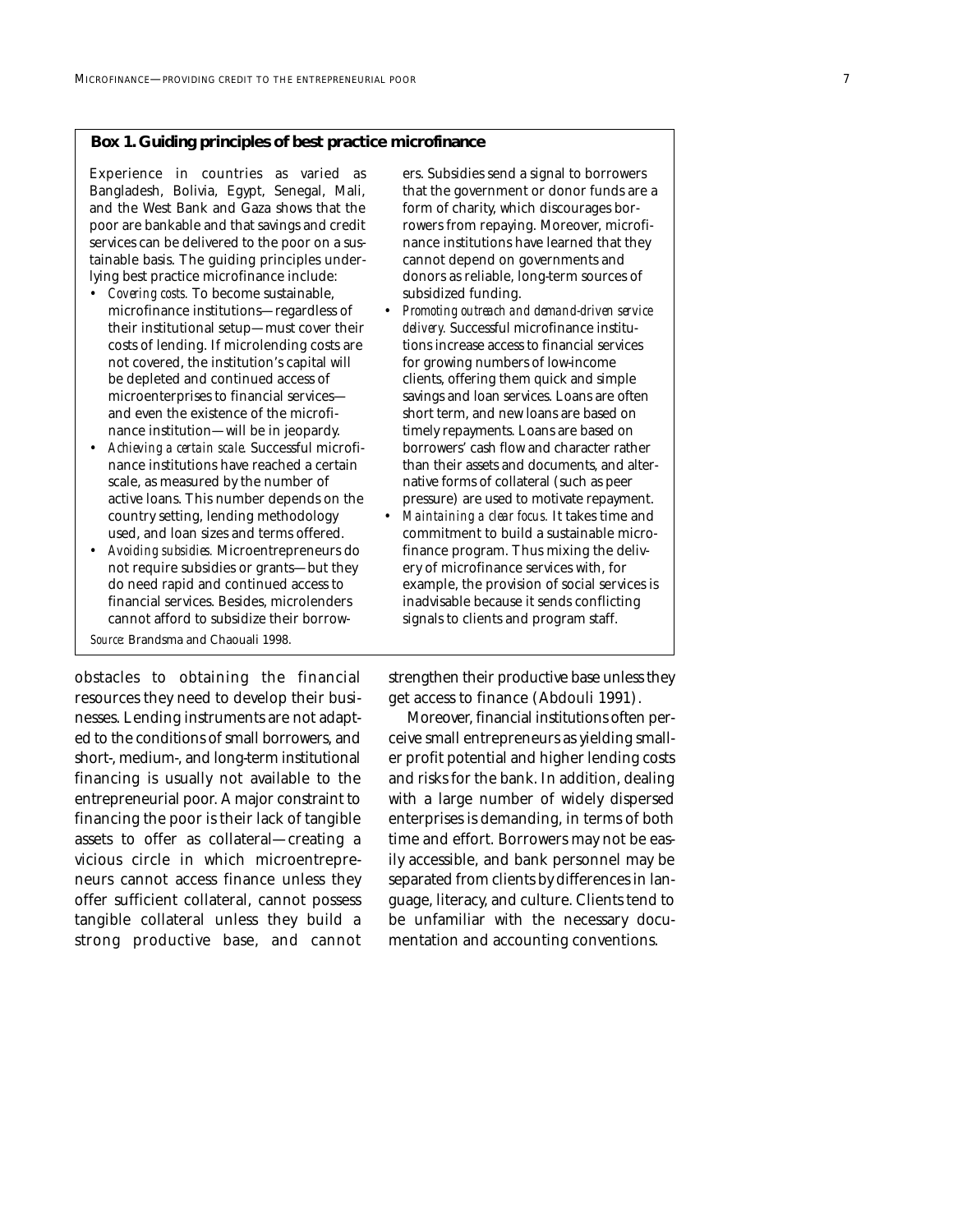**Box 1. Guiding principles of best practice microfinance**

Experience in countries as varied as Bangladesh, Bolivia, Egypt, Senegal, Mali, and the West Bank and Gaza shows that the poor are bankable and that savings and credit services can be delivered to the poor on a sustainable basis. The guiding principles underlying best practice microfinance include:

- *Covering costs.* To become sustainable, microfinance institutions—regardless of their institutional setup—must cover their costs of lending. If microlending costs are not covered, the institution's capital will be depleted and continued access of microenterprises to financial services—and even the existence of the microfinance institution—will be in jeopardy.
- *Achieving a certain scale.* Successful microfinance institutions have reached a certain scale, as measured by the number of active loans. This number depends on the country setting, lending methodology used, and loan sizes and terms offered.
- *Avoiding subsidies.* Microentrepreneurs do not require subsidies or grants—but they do need rapid and continued access to financial services. Besides, microlenders cannot afford to subsidize their borrowers. Subsidies send a signal to borrowers that the government or donor funds are a form of charity, which discourages borrowers from repaying. Moreover, microfinance institutions have learned that they cannot depend on governments and donors as reliable, long-term sources of subsidized funding.
- *Promoting outreach and demand-driven service delivery.* Successful microfinance institutions increase access to financial services for growing numbers of low-income clients, offering them quick and simple savings and loan services. Loans are often short term, and new loans are based on timely repayments. Loans are based on borrowers' cash flow and character rather than their assets and documents, and alternative forms of collateral (such as peer pressure) are used to motivate repayment.
- *Maintaining a clear focus.* It takes time and commitment to build a sustainable microfinance program. Thus mixing the delivery of microfinance services with, for example, the provision of social services is inadvisable because it sends conflicting signals to clients and program staff.

*Source:* Brandsma and Chaouali 1998.

obstacles to obtaining the financial resources they need to develop their businesses. Lending instruments are not adapted to the conditions of small borrowers, and short-, medium-, and long-term institutional financing is usually not available to the entrepreneurial poor. A major constraint to financing the poor is their lack of tangible assets to offer as collateral—creating a vicious circle in which microentrepreneurs cannot access finance unless they offer sufficient collateral, cannot possess tangible collateral unless they build a strong productive base, and cannot strengthen their productive base unless they get access to finance (Abdouli 1991).

Moreover, financial institutions often perceive small entrepreneurs as yielding smaller profit potential and higher lending costs and risks for the bank. In addition, dealing with a large number of widely dispersed enterprises is demanding, in terms of both time and effort. Borrowers may not be easily accessible, and bank personnel may be separated from clients by differences in language, literacy, and culture. Clients tend to be unfamiliar with the necessary documentation and accounting conventions.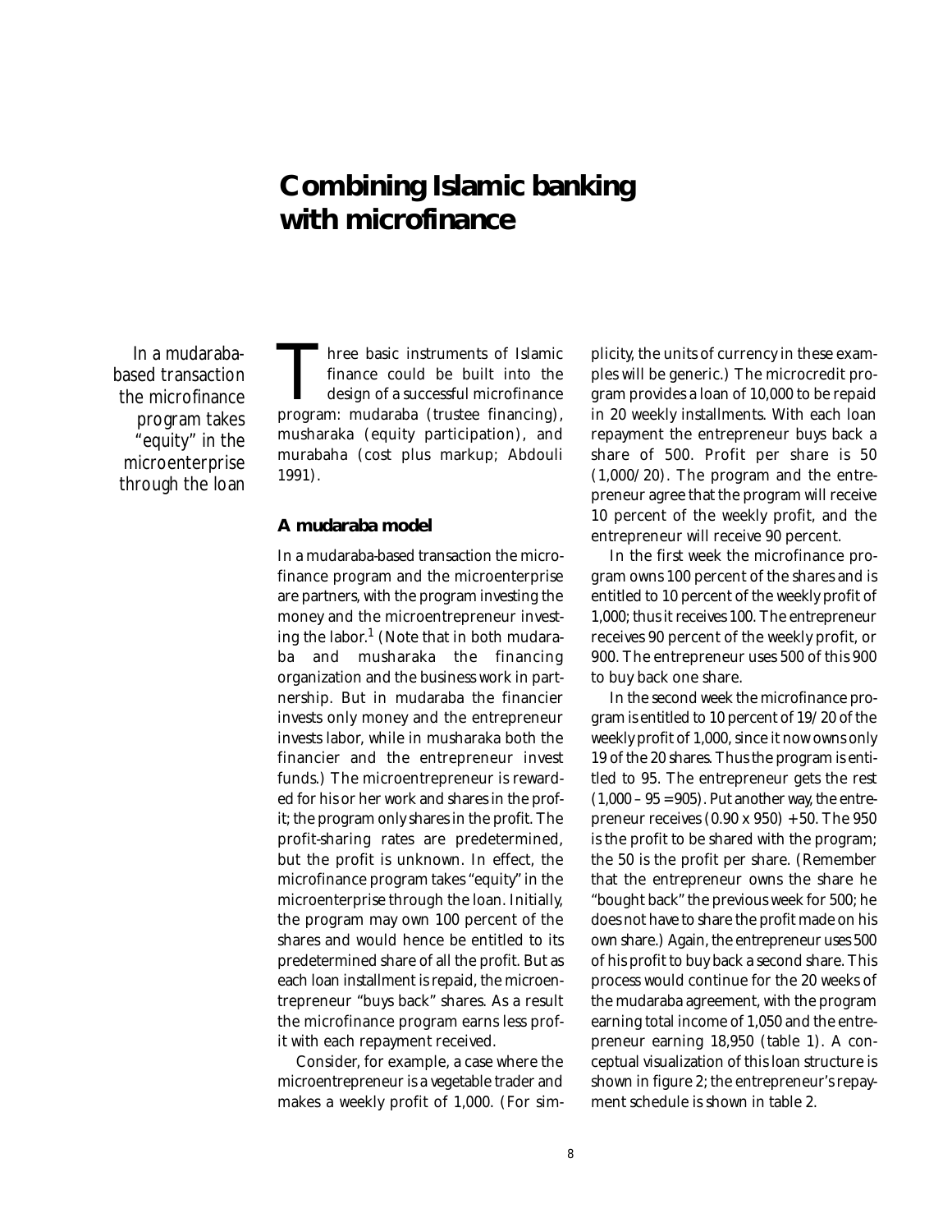# Combining Islamic banking with microfinance

*In a mudaraba-based transaction the microfinance program takes "equity" in the microenterprise through the loan*

Three basic instruments of Islamic finance could be built into the design of a successful microfinance program: mudaraba (trustee financing), musharaka (equity participation), and murabaha (cost plus markup; Abdouli 1991).

## A mudaraba model

In a mudaraba-based transaction the microfinance program and the microenterprise are partners, with the program investing the money and the microentrepreneur investing the labor.[1] (Note that in both mudaraba and musharaka the financing organization and the business work in partnership. But in mudaraba the financier invests only money and the entrepreneur invests labor, while in musharaka both the financier and the entrepreneur invest funds.) The microentrepreneur is rewarded for his or her work and shares in the profit; the program only shares in the profit. The profit-sharing rates are predetermined, but the profit is unknown. In effect, the microfinance program takes "equity" in the microenterprise through the loan. Initially, the program may own 100 percent of the shares and would hence be entitled to its predetermined share of all the profit. But as each loan installment is repaid, the microentrepreneur "buys back" shares. As a result the microfinance program earns less profit with each repayment received.

Consider, for example, a case where the microentrepreneur is a vegetable trader and makes a weekly profit of 1,000. (For simplicity, the units of currency in these examples will be generic.) The microcredit program provides a loan of 10,000 to be repaid in 20 weekly installments. With each loan repayment the entrepreneur buys back a share of 500. Profit per share is 50 (1,000/20). The program and the entrepreneur agree that the program will receive 10 percent of the weekly profit, and the entrepreneur will receive 90 percent.

In the first week the microfinance program owns 100 percent of the shares and is entitled to 10 percent of the weekly profit of 1,000; thus it receives 100. The entrepreneur receives 90 percent of the weekly profit, or 900. The entrepreneur uses 500 of this 900 to buy back one share.

In the second week the microfinance program is entitled to 10 percent of 19/20 of the weekly profit of 1,000, since it now owns only 19 of the 20 shares. Thus the program is entitled to 95. The entrepreneur gets the rest (1,000 – 95 = 905). Put another way, the entrepreneur receives (0.90 x 950) + 50. The 950 is the profit to be shared with the program; the 50 is the profit per share. (Remember that the entrepreneur owns the share he "bought back" the previous week for 500; he does not have to share the profit made on his own share.) Again, the entrepreneur uses 500 of his profit to buy back a second share. This process would continue for the 20 weeks of the mudaraba agreement, with the program earning total income of 1,050 and the entrepreneur earning 18,950 (table 1). A conceptual visualization of this loan structure is shown in figure 2; the entrepreneur's repayment schedule is shown in table 2.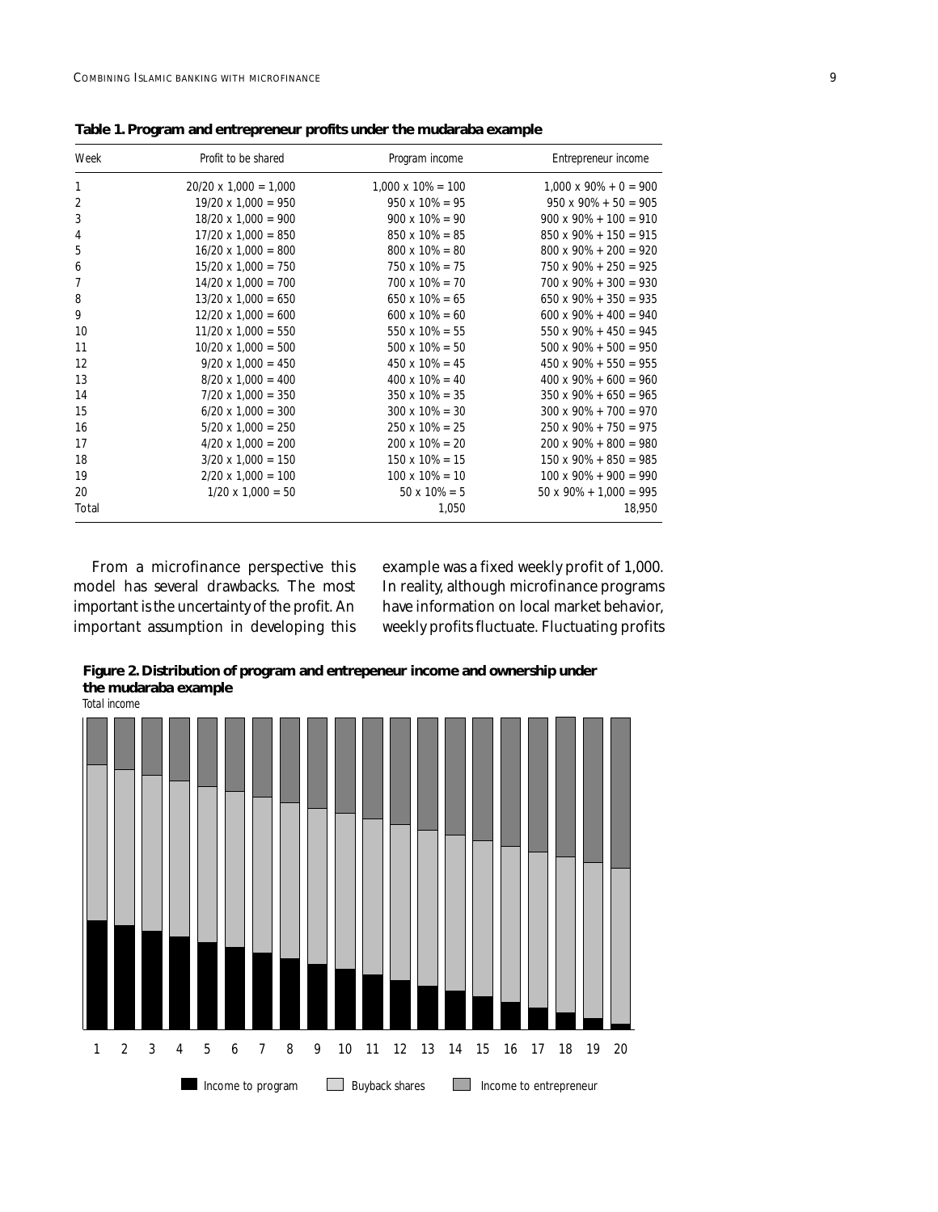**Table 1. Program and entrepreneur profits under the mudaraba example**

| Week | Profit to be shared | Program income | Entrepreneur income |
|---|---|---|---|
| 1 | 20/20 x 1,000 = 1,000 | 1,000 x 10% = 100 | 1,000 x 90% + 0 = 900 |
| 2 | 19/20 x 1,000 = 950 | 950 x 10% = 95 | 950 x 90% + 50 = 905 |
| 3 | 18/20 x 1,000 = 900 | 900 x 10% = 90 | 900 x 90% + 100 = 910 |
| 4 | 17/20 x 1,000 = 850 | 850 x 10% = 85 | 850 x 90% + 150 = 915 |
| 5 | 16/20 x 1,000 = 800 | 800 x 10% = 80 | 800 x 90% + 200 = 920 |
| 6 | 15/20 x 1,000 = 750 | 750 x 10% = 75 | 750 x 90% + 250 = 925 |
| 7 | 14/20 x 1,000 = 700 | 700 x 10% = 70 | 700 x 90% + 300 = 930 |
| 8 | 13/20 x 1,000 = 650 | 650 x 10% = 65 | 650 x 90% + 350 = 935 |
| 9 | 12/20 x 1,000 = 600 | 600 x 10% = 60 | 600 x 90% + 400 = 940 |
| 10 | 11/20 x 1,000 = 550 | 550 x 10% = 55 | 550 x 90% + 450 = 945 |
| 11 | 10/20 x 1,000 = 500 | 500 x 10% = 50 | 500 x 90% + 500 = 950 |
| 12 | 9/20 x 1,000 = 450 | 450 x 10% = 45 | 450 x 90% + 550 = 955 |
| 13 | 8/20 x 1,000 = 400 | 400 x 10% = 40 | 400 x 90% + 600 = 960 |
| 14 | 7/20 x 1,000 = 350 | 350 x 10% = 35 | 350 x 90% + 650 = 965 |
| 15 | 6/20 x 1,000 = 300 | 300 x 10% = 30 | 300 x 90% + 700 = 970 |
| 16 | 5/20 x 1,000 = 250 | 250 x 10% = 25 | 250 x 90% + 750 = 975 |
| 17 | 4/20 x 1,000 = 200 | 200 x 10% = 20 | 200 x 90% + 800 = 980 |
| 18 | 3/20 x 1,000 = 150 | 150 x 10% = 15 | 150 x 90% + 850 = 985 |
| 19 | 2/20 x 1,000 = 100 | 100 x 10% = 10 | 100 x 90% + 900 = 990 |
| 20 | 1/20 x 1,000 = 50 | 50 x 10% = 5 | 50 x 90% + 1,000 = 995 |
| Total | | 1,050 | 18,950 |

From a microfinance perspective this model has several drawbacks. The most important is the uncertainty of the profit. An important assumption in developing this example was a fixed weekly profit of 1,000. In reality, although microfinance programs have information on local market behavior, weekly profits fluctuate. Fluctuating profits

**Figure 2. Distribution of program and entrepeneur income and ownership under the mudaraba example**

Total income

1 2 3 4 5 6 7 8 9 10 11 12 13 14 15 16 17 18 19 20

Income to program | Buyback shares | Income to entrepreneur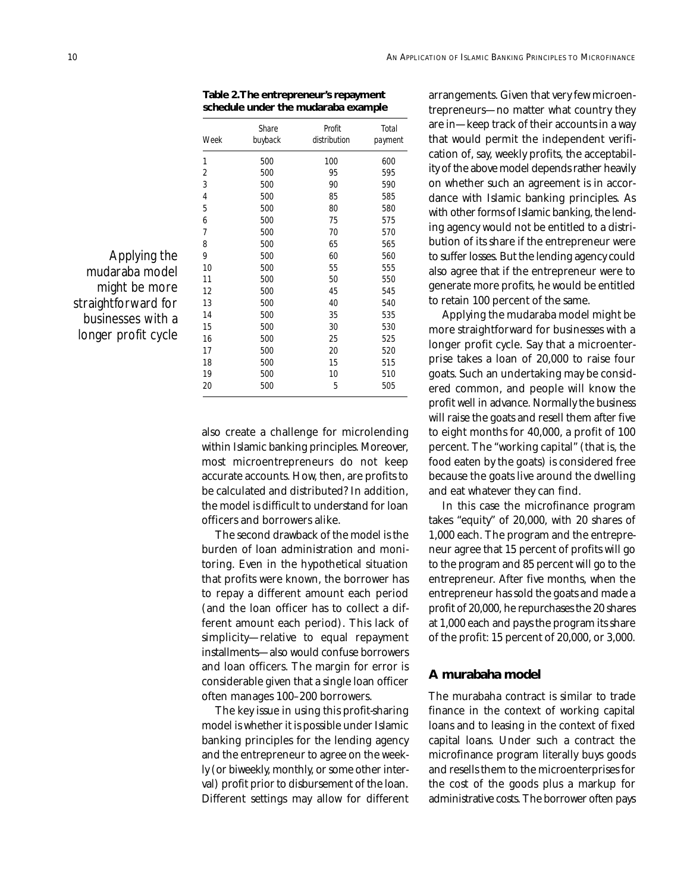**Table 2. The entrepreneur's repayment schedule under the mudaraba example**

| Week | Share buyback | Profit distribution | Total payment |
|---|---|---|---|
| 1 | 500 | 100 | 600 |
| 2 | 500 | 95 | 595 |
| 3 | 500 | 90 | 590 |
| 4 | 500 | 85 | 585 |
| 5 | 500 | 80 | 580 |
| 6 | 500 | 75 | 575 |
| 7 | 500 | 70 | 570 |
| 8 | 500 | 65 | 565 |
| 9 | 500 | 60 | 560 |
| 10 | 500 | 55 | 555 |
| 11 | 500 | 50 | 550 |
| 12 | 500 | 45 | 545 |
| 13 | 500 | 40 | 540 |
| 14 | 500 | 35 | 535 |
| 15 | 500 | 30 | 530 |
| 16 | 500 | 25 | 525 |
| 17 | 500 | 20 | 520 |
| 18 | 500 | 15 | 515 |
| 19 | 500 | 10 | 510 |
| 20 | 500 | 5 | 505 |

also create a challenge for microlending within Islamic banking principles. Moreover, most microentrepreneurs do not keep accurate accounts. How, then, are profits to be calculated and distributed? In addition, the model is difficult to understand for loan officers and borrowers alike.

The second drawback of the model is the burden of loan administration and monitoring. Even in the hypothetical situation that profits were known, the borrower has to repay a different amount each period (and the loan officer has to collect a different amount each period). This lack of simplicity—relative to equal repayment installments—also would confuse borrowers and loan officers. The margin for error is considerable given that a single loan officer often manages 100–200 borrowers.

The key issue in using this profit-sharing model is whether it is possible under Islamic banking principles for the lending agency and the entrepreneur to agree on the weekly (or biweekly, monthly, or some other interval) profit prior to disbursement of the loan. Different settings may allow for different arrangements. Given that very few microentrepreneurs—no matter what country they are in—keep track of their accounts in a way that would permit the independent verification of, say, weekly profits, the acceptability of the above model depends rather heavily on whether such an agreement is in accordance with Islamic banking principles. As with other forms of Islamic banking, the lending agency would not be entitled to a distribution of its share if the entrepreneur were to suffer losses. But the lending agency could also agree that if the entrepreneur were to generate more profits, he would be entitled to retain 100 percent of the same.

*Applying the mudaraba model might be more straightforward for businesses with a longer profit cycle*

Applying the mudaraba model might be more straightforward for businesses with a longer profit cycle. Say that a microenterprise takes a loan of 20,000 to raise four goats. Such an undertaking may be considered common, and people will know the profit well in advance. Normally the business will raise the goats and resell them after five to eight months for 40,000, a profit of 100 percent. The "working capital" (that is, the food eaten by the goats) is considered free because the goats live around the dwelling and eat whatever they can find.

In this case the microfinance program takes "equity" of 20,000, with 20 shares of 1,000 each. The program and the entrepreneur agree that 15 percent of profits will go to the program and 85 percent will go to the entrepreneur. After five months, when the entrepreneur has sold the goats and made a profit of 20,000, he repurchases the 20 shares at 1,000 each and pays the program its share of the profit: 15 percent of 20,000, or 3,000.

## A murabaha model

The murabaha contract is similar to trade finance in the context of working capital loans and to leasing in the context of fixed capital loans. Under such a contract the microfinance program literally buys goods and resells them to the microenterprises for the cost of the goods plus a markup for administrative costs. The borrower often pays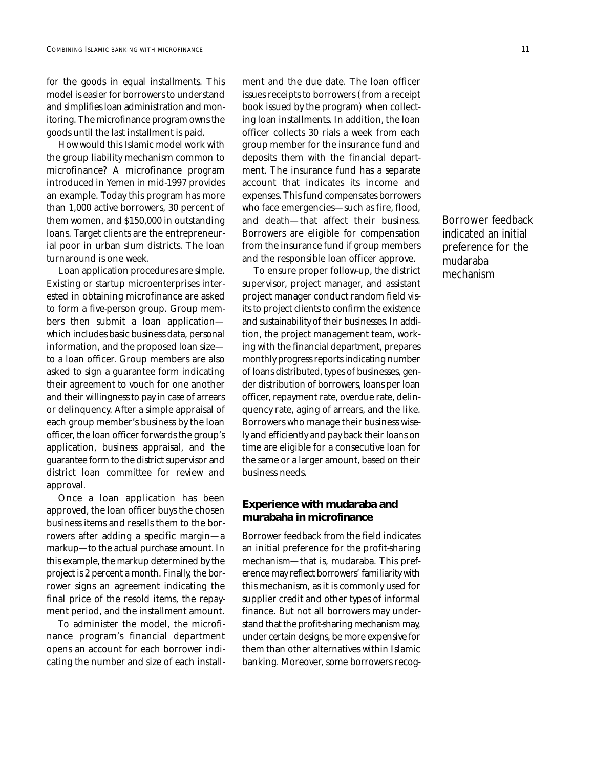for the goods in equal installments. This model is easier for borrowers to understand and simplifies loan administration and monitoring. The microfinance program owns the goods until the last installment is paid.

How would this Islamic model work with the group liability mechanism common to microfinance? A microfinance program introduced in Yemen in mid-1997 provides an example. Today this program has more than 1,000 active borrowers, 30 percent of them women, and $150,000 in outstanding loans. Target clients are the entrepreneurial poor in urban slum districts. The loan turnaround is one week.

Loan application procedures are simple. Existing or startup microenterprises interested in obtaining microfinance are asked to form a five-person group. Group members then submit a loan application—which includes basic business data, personal information, and the proposed loan size—to a loan officer. Group members are also asked to sign a guarantee form indicating their agreement to vouch for one another and their willingness to pay in case of arrears or delinquency. After a simple appraisal of each group member's business by the loan officer, the loan officer forwards the group's application, business appraisal, and the guarantee form to the district supervisor and district loan committee for review and approval.

Once a loan application has been approved, the loan officer buys the chosen business items and resells them to the borrowers after adding a specific margin—a markup—to the actual purchase amount. In this example, the markup determined by the project is 2 percent a month. Finally, the borrower signs an agreement indicating the final price of the resold items, the repayment period, and the installment amount.

To administer the model, the microfinance program's financial department opens an account for each borrower indicating the number and size of each installment and the due date. The loan officer issues receipts to borrowers (from a receipt book issued by the program) when collecting loan installments. In addition, the loan officer collects 30 rials a week from each group member for the insurance fund and deposits them with the financial department. The insurance fund has a separate account that indicates its income and expenses. This fund compensates borrowers who face emergencies—such as fire, flood, and death—that affect their business. Borrowers are eligible for compensation from the insurance fund if group members and the responsible loan officer approve.

To ensure proper follow-up, the district supervisor, project manager, and assistant project manager conduct random field visits to project clients to confirm the existence and sustainability of their businesses. In addition, the project management team, working with the financial department, prepares monthly progress reports indicating number of loans distributed, types of businesses, gender distribution of borrowers, loans per loan officer, repayment rate, overdue rate, delinquency rate, aging of arrears, and the like. Borrowers who manage their business wisely and efficiently and pay back their loans on time are eligible for a consecutive loan for the same or a larger amount, based on their business needs.

*Borrower feedback indicated an initial preference for the mudaraba mechanism*

## Experience with mudaraba and murabaha in microfinance

Borrower feedback from the field indicates an initial preference for the profit-sharing mechanism—that is, mudaraba. This preference may reflect borrowers' familiarity with this mechanism, as it is commonly used for supplier credit and other types of informal finance. But not all borrowers may understand that the profit-sharing mechanism may, under certain designs, be more expensive for them than other alternatives within Islamic banking. Moreover, some borrowers recog-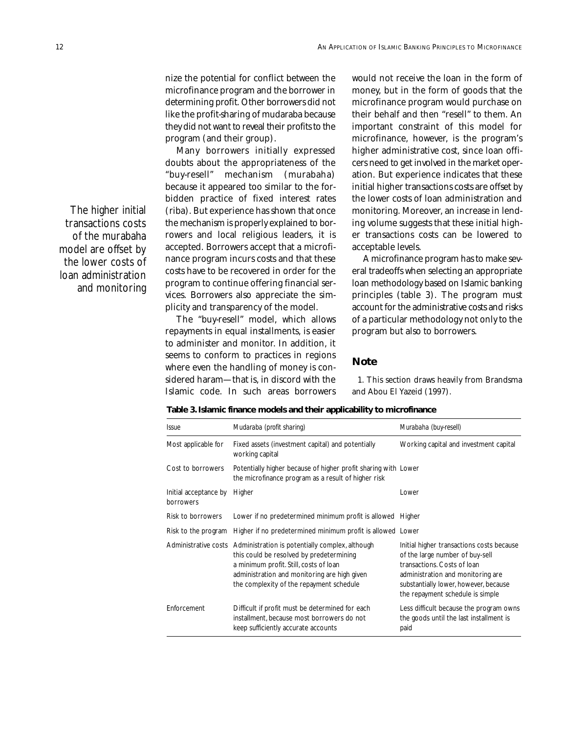nize the potential for conflict between the microfinance program and the borrower in determining profit. Other borrowers did not like the profit-sharing of mudaraba because they did not want to reveal their profits to the program (and their group).

Many borrowers initially expressed doubts about the appropriateness of the "buy-resell" mechanism (murabaha) because it appeared too similar to the forbidden practice of fixed interest rates (riba). But experience has shown that once the mechanism is properly explained to borrowers and local religious leaders, it is accepted. Borrowers accept that a microfinance program incurs costs and that these costs have to be recovered in order for the program to continue offering financial services. Borrowers also appreciate the simplicity and transparency of the model.

*The higher initial transactions costs of the murabaha model are offset by the lower costs of loan administration and monitoring*

The "buy-resell" model, which allows repayments in equal installments, is easier to administer and monitor. In addition, it seems to conform to practices in regions where even the handling of money is considered haram—that is, in discord with the Islamic code. In such areas borrowers would not receive the loan in the form of money, but in the form of goods that the microfinance program would purchase on their behalf and then "resell" to them. An important constraint of this model for microfinance, however, is the program's higher administrative cost, since loan officers need to get involved in the market operation. But experience indicates that these initial higher transactions costs are offset by the lower costs of loan administration and monitoring. Moreover, an increase in lending volume suggests that these initial higher transactions costs can be lowered to acceptable levels.

A microfinance program has to make several tradeoffs when selecting an appropriate loan methodology based on Islamic banking principles (table 3). The program must account for the administrative costs and risks of a particular methodology not only to the program but also to borrowers.

## Note

1. This section draws heavily from Brandsma and Abou El Yazeid (1997).

**Table 3. Islamic finance models and their applicability to microfinance**

| Issue | Mudaraba (profit sharing) | Murabaha (buy-resell) |
|---|---|---|
| Most applicable for | Fixed assets (investment capital) and potentially working capital | Working capital and investment capital |
| Cost to borrowers | Potentially higher because of higher profit sharing with the microfinance program as a result of higher risk | Lower |
| Initial acceptance by borrowers | Higher | Lower |
| Risk to borrowers | Lower if no predetermined minimum profit is allowed | Higher |
| Risk to the program | Higher if no predetermined minimum profit is allowed | Lower |
| Administrative costs | Administration is potentially complex, although this could be resolved by predetermining a minimum profit. Still, costs of loan administration and monitoring are high given the complexity of the repayment schedule | Initial higher transactions costs because of the large number of buy-sell transactions. Costs of loan administration and monitoring are substantially lower, however, because the repayment schedule is simple |
| Enforcement | Difficult if profit must be determined for each installment, because most borrowers do not keep sufficiently accurate accounts | Less difficult because the program owns the goods until the last installment is paid |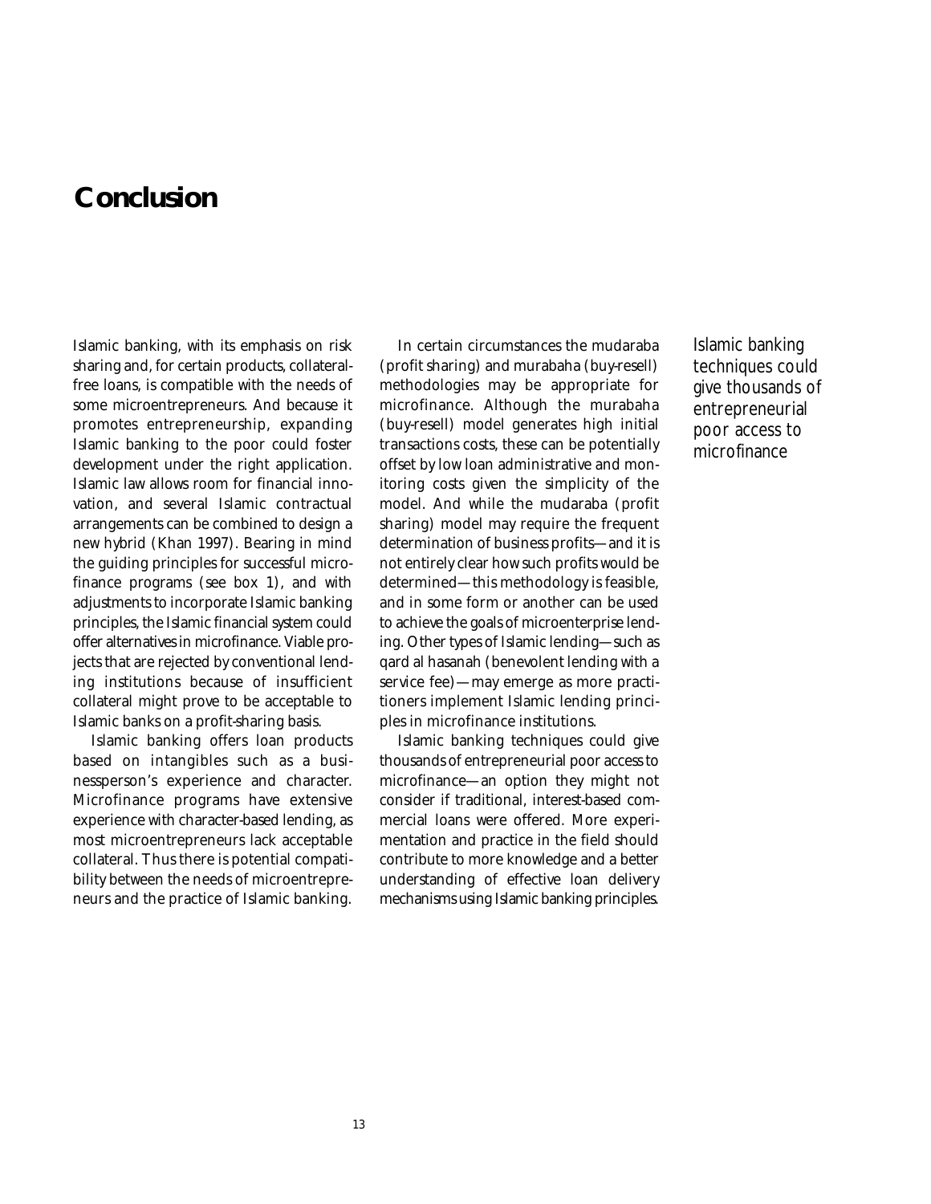# Conclusion

Islamic banking, with its emphasis on risk sharing and, for certain products, collateral-free loans, is compatible with the needs of some microentrepreneurs. And because it promotes entrepreneurship, expanding Islamic banking to the poor could foster development under the right application. Islamic law allows room for financial innovation, and several Islamic contractual arrangements can be combined to design a new hybrid (Khan 1997). Bearing in mind the guiding principles for successful microfinance programs (see box 1), and with adjustments to incorporate Islamic banking principles, the Islamic financial system could offer alternatives in microfinance. Viable projects that are rejected by conventional lending institutions because of insufficient collateral might prove to be acceptable to Islamic banks on a profit-sharing basis.

Islamic banking offers loan products based on intangibles such as a businessperson's experience and character. Microfinance programs have extensive experience with character-based lending, as most microentrepreneurs lack acceptable collateral. Thus there is potential compatibility between the needs of microentrepreneurs and the practice of Islamic banking.

In certain circumstances the mudaraba (profit sharing) and murabaha (buy-resell) methodologies may be appropriate for microfinance. Although the murabaha (buy-resell) model generates high initial transactions costs, these can be potentially offset by low loan administrative and monitoring costs given the simplicity of the model. And while the mudaraba (profit sharing) model may require the frequent determination of business profits—and it is not entirely clear how such profits would be determined—this methodology is feasible, and in some form or another can be used to achieve the goals of microenterprise lending. Other types of Islamic lending—such as qard al hasanah (benevolent lending with a service fee)—may emerge as more practitioners implement Islamic lending principles in microfinance institutions.

Islamic banking techniques could give thousands of entrepreneurial poor access to microfinance—an option they might not consider if traditional, interest-based commercial loans were offered. More experimentation and practice in the field should contribute to more knowledge and a better understanding of effective loan delivery mechanisms using Islamic banking principles.

*Islamic banking techniques could give thousands of entrepreneurial poor access to microfinance*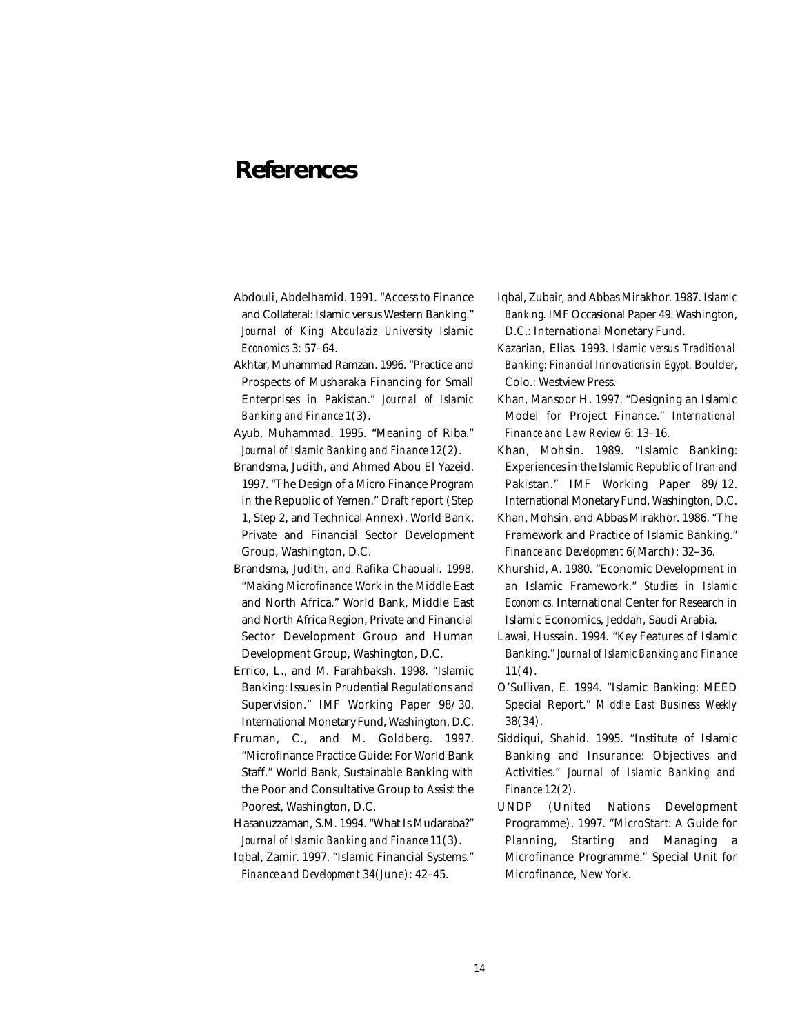# References

Abdouli, Abdelhamid. 1991. "Access to Finance and Collateral: Islamic versus Western Banking." *Journal of King Abdulaziz University Islamic Economics* 3: 57–64.

Akhtar, Muhammad Ramzan. 1996. "Practice and Prospects of Musharaka Financing for Small Enterprises in Pakistan." *Journal of Islamic Banking and Finance* 1(3).

Ayub, Muhammad. 1995. "Meaning of Riba." *Journal of Islamic Banking and Finance* 12(2).

Brandsma, Judith, and Ahmed Abou El Yazeid. 1997. "The Design of a Micro Finance Program in the Republic of Yemen." Draft report (Step 1, Step 2, and Technical Annex). World Bank, Private and Financial Sector Development Group, Washington, D.C.

Brandsma, Judith, and Rafika Chaouali. 1998. "Making Microfinance Work in the Middle East and North Africa." World Bank, Middle East and North Africa Region, Private and Financial Sector Development Group and Human Development Group, Washington, D.C.

Errico, L., and M. Farahbaksh. 1998. "Islamic Banking: Issues in Prudential Regulations and Supervision." IMF Working Paper 98/30. International Monetary Fund, Washington, D.C.

Fruman, C., and M. Goldberg. 1997. "Microfinance Practice Guide: For World Bank Staff." World Bank, Sustainable Banking with the Poor and Consultative Group to Assist the Poorest, Washington, D.C.

Hasanuzzaman, S.M. 1994. "What Is Mudaraba?" *Journal of Islamic Banking and Finance* 11(3).

Iqbal, Zamir. 1997. "Islamic Financial Systems." *Finance and Development* 34(June): 42–45.

Iqbal, Zubair, and Abbas Mirakhor. 1987. *Islamic Banking.* IMF Occasional Paper 49. Washington, D.C.: International Monetary Fund.

Kazarian, Elias. 1993. *Islamic versus Traditional Banking: Financial Innovations in Egypt.* Boulder, Colo.: Westview Press.

Khan, Mansoor H. 1997. "Designing an Islamic Model for Project Finance." *International Finance and Law Review* 6: 13–16.

Khan, Mohsin. 1989. "Islamic Banking: Experiences in the Islamic Republic of Iran and Pakistan." IMF Working Paper 89/12. International Monetary Fund, Washington, D.C.

Khan, Mohsin, and Abbas Mirakhor. 1986. "The Framework and Practice of Islamic Banking." *Finance and Development* 6(March): 32–36.

Khurshid, A. 1980. "Economic Development in an Islamic Framework." *Studies in Islamic Economics.* International Center for Research in Islamic Economics, Jeddah, Saudi Arabia.

Lawai, Hussain. 1994. "Key Features of Islamic Banking." *Journal of Islamic Banking and Finance* 11(4).

O'Sullivan, E. 1994. "Islamic Banking: MEED Special Report." *Middle East Business Weekly* 38(34).

Siddiqui, Shahid. 1995. "Institute of Islamic Banking and Insurance: Objectives and Activities." *Journal of Islamic Banking and Finance* 12(2).

UNDP (United Nations Development Programme). 1997. "MicroStart: A Guide for Planning, Starting and Managing a Microfinance Programme." Special Unit for Microfinance, New York.